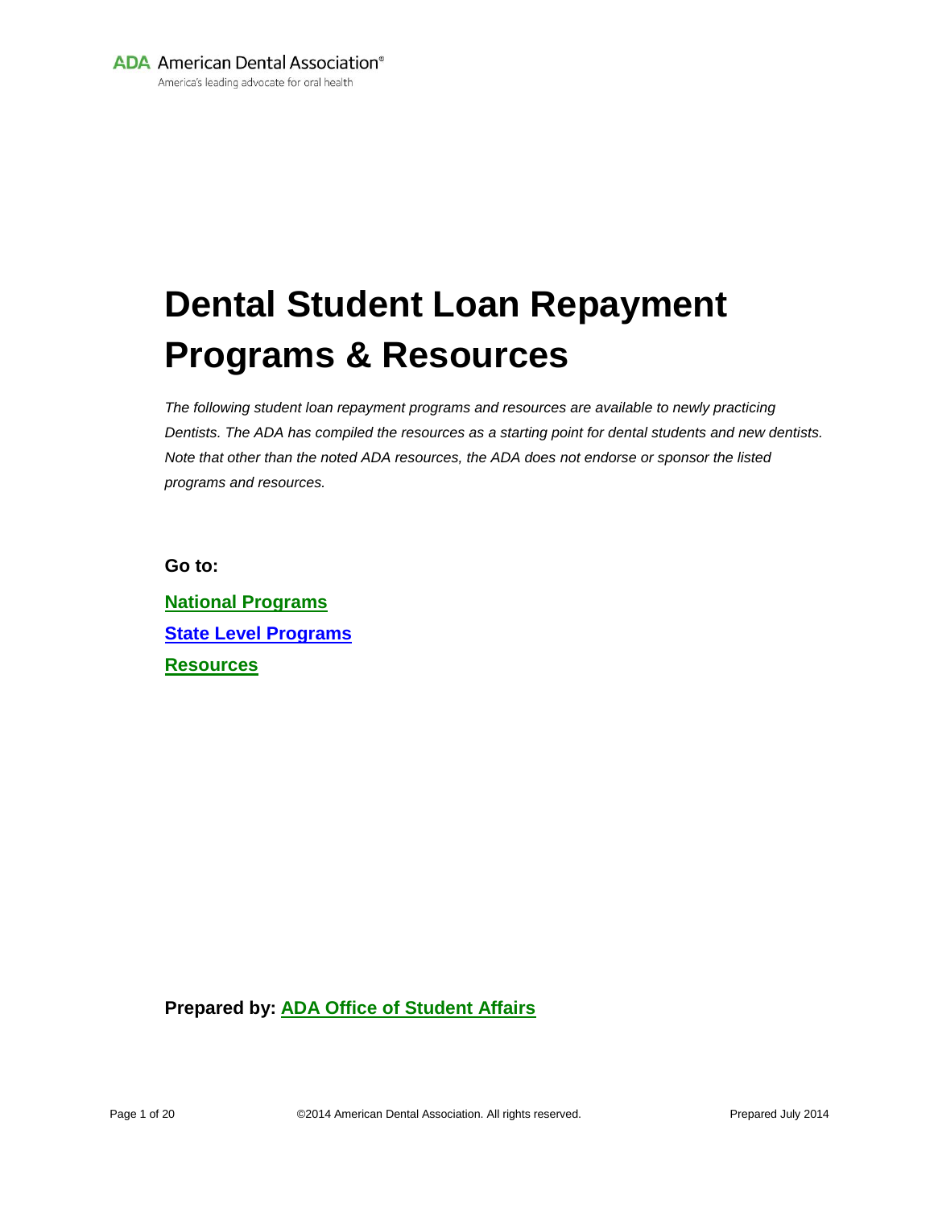ADA American Dental Association®
America's leading advocate for oral health

# Dental Student Loan Repayment Programs & Resources

*The following student loan repayment programs and resources are available to newly practicing Dentists. The ADA has compiled the resources as a starting point for dental students and new dentists. Note that other than the noted ADA resources, the ADA does not endorse or sponsor the listed programs and resources.*

**Go to:**

**National Programs**

**State Level Programs**

**Resources**

**Prepared by: ADA Office of Student Affairs**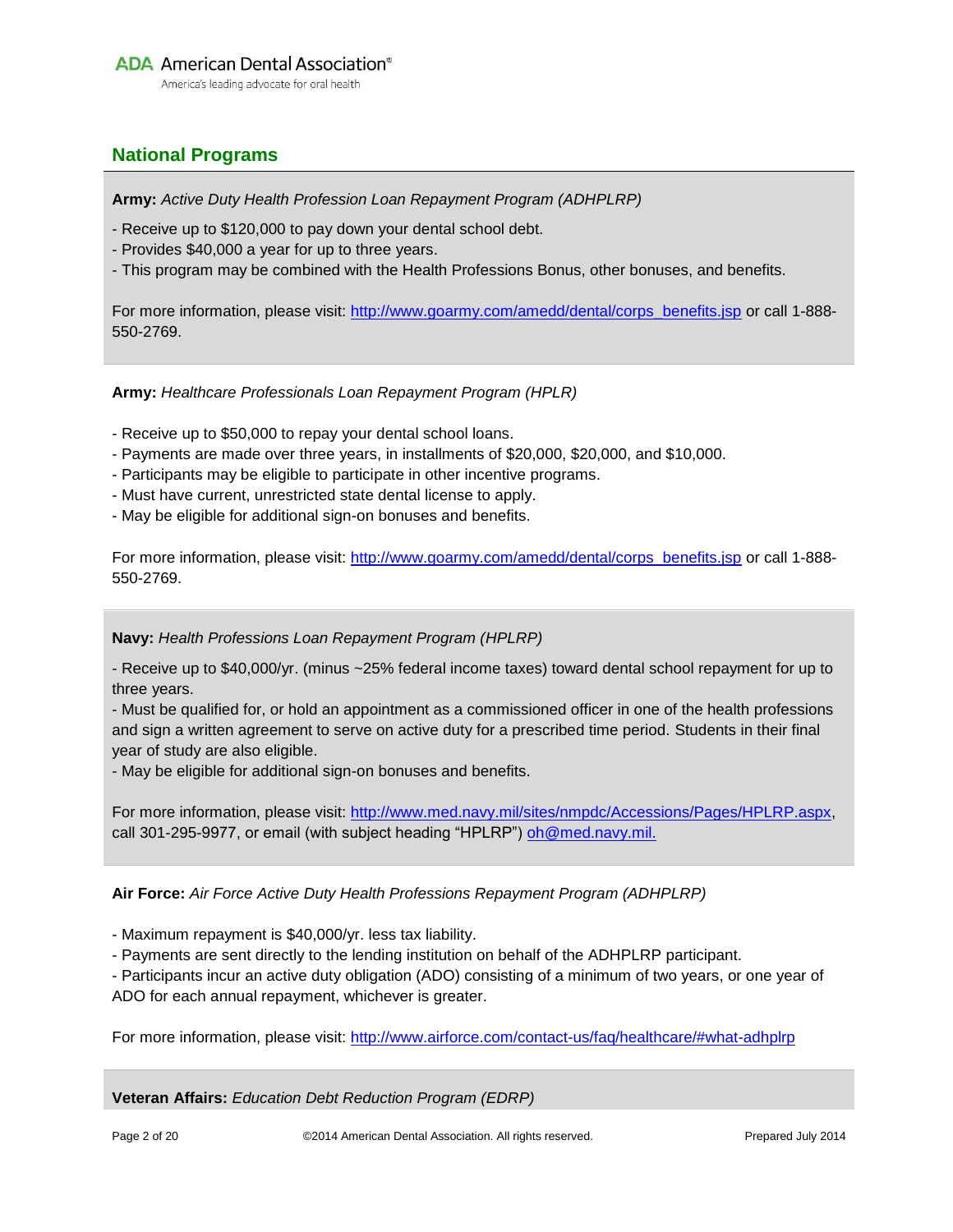## National Programs

**Army:** *Active Duty Health Profession Loan Repayment Program (ADHPLRP)*

- Receive up to $120,000 to pay down your dental school debt.
- Provides $40,000 a year for up to three years.
- This program may be combined with the Health Professions Bonus, other bonuses, and benefits.

For more information, please visit: http://www.goarmy.com/amedd/dental/corps_benefits.jsp or call 1-888-550-2769.

**Army:** *Healthcare Professionals Loan Repayment Program (HPLR)*

- Receive up to $50,000 to repay your dental school loans.
- Payments are made over three years, in installments of $20,000, $20,000, and $10,000.
- Participants may be eligible to participate in other incentive programs.
- Must have current, unrestricted state dental license to apply.
- May be eligible for additional sign-on bonuses and benefits.

For more information, please visit: http://www.goarmy.com/amedd/dental/corps_benefits.jsp or call 1-888-550-2769.

**Navy:** *Health Professions Loan Repayment Program (HPLRP)*

- Receive up to $40,000/yr. (minus ~25% federal income taxes) toward dental school repayment for up to three years.
- Must be qualified for, or hold an appointment as a commissioned officer in one of the health professions and sign a written agreement to serve on active duty for a prescribed time period. Students in their final year of study are also eligible.
- May be eligible for additional sign-on bonuses and benefits.

For more information, please visit: http://www.med.navy.mil/sites/nmpdc/Accessions/Pages/HPLRP.aspx, call 301-295-9977, or email (with subject heading "HPLRP") oh@med.navy.mil.

**Air Force:** *Air Force Active Duty Health Professions Repayment Program (ADHPLRP)*

- Maximum repayment is $40,000/yr. less tax liability.
- Payments are sent directly to the lending institution on behalf of the ADHPLRP participant.
- Participants incur an active duty obligation (ADO) consisting of a minimum of two years, or one year of ADO for each annual repayment, whichever is greater.

For more information, please visit: http://www.airforce.com/contact-us/faq/healthcare/#what-adhplrp

**Veteran Affairs:** *Education Debt Reduction Program (EDRP)*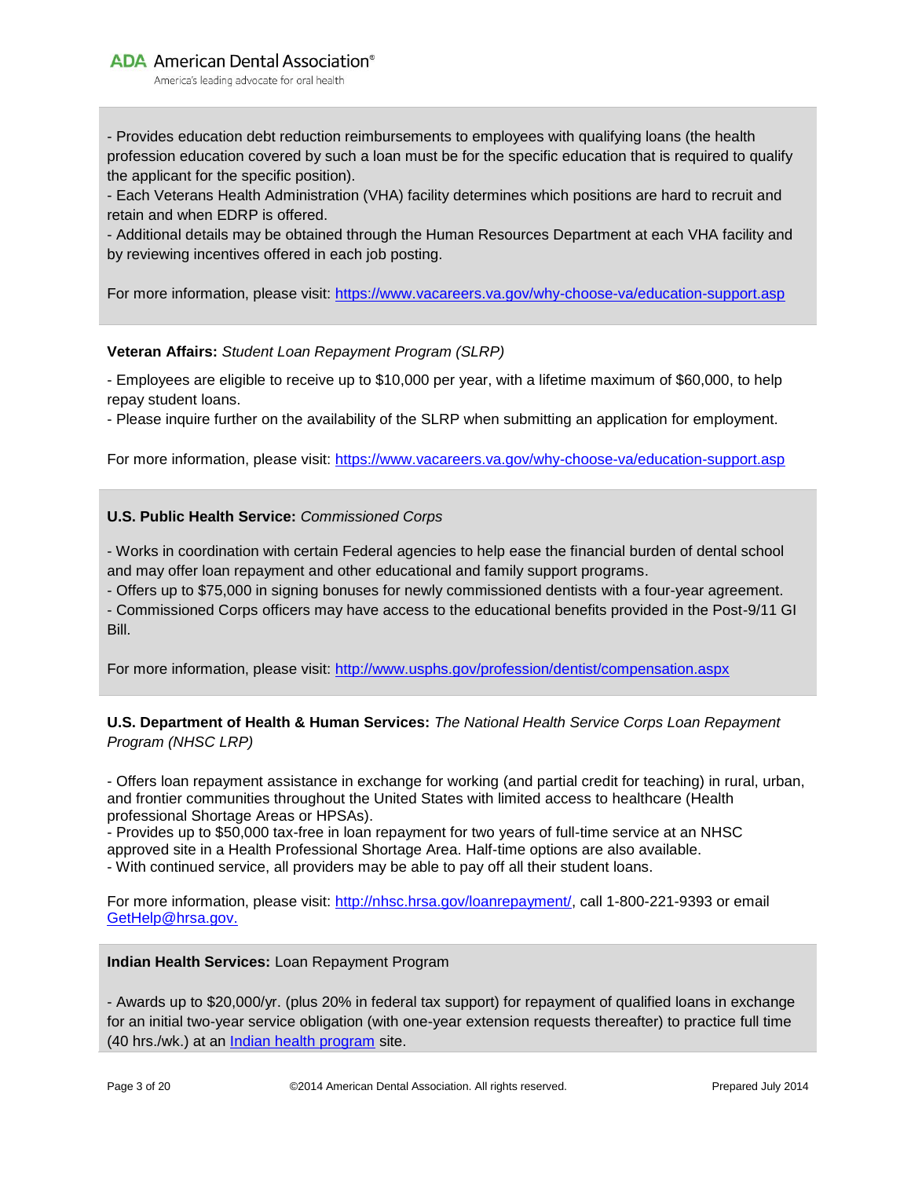- Provides education debt reduction reimbursements to employees with qualifying loans (the health profession education covered by such a loan must be for the specific education that is required to qualify the applicant for the specific position).
- Each Veterans Health Administration (VHA) facility determines which positions are hard to recruit and retain and when EDRP is offered.
- Additional details may be obtained through the Human Resources Department at each VHA facility and by reviewing incentives offered in each job posting.

For more information, please visit: [https://www.vacareers.va.gov/why-choose-va/education-support.asp](https://www.vacareers.va.gov/why-choose-va/education-support.asp)

**Veteran Affairs:** *Student Loan Repayment Program (SLRP)*

- Employees are eligible to receive up to $10,000 per year, with a lifetime maximum of $60,000, to help repay student loans.
- Please inquire further on the availability of the SLRP when submitting an application for employment.

For more information, please visit: [https://www.vacareers.va.gov/why-choose-va/education-support.asp](https://www.vacareers.va.gov/why-choose-va/education-support.asp)

**U.S. Public Health Service:** *Commissioned Corps*

- Works in coordination with certain Federal agencies to help ease the financial burden of dental school and may offer loan repayment and other educational and family support programs.
- Offers up to $75,000 in signing bonuses for newly commissioned dentists with a four-year agreement.
- Commissioned Corps officers may have access to the educational benefits provided in the Post-9/11 GI Bill.

For more information, please visit: [http://www.usphs.gov/profession/dentist/compensation.aspx](http://www.usphs.gov/profession/dentist/compensation.aspx)

**U.S. Department of Health & Human Services:** *The National Health Service Corps Loan Repayment Program (NHSC LRP)*

- Offers loan repayment assistance in exchange for working (and partial credit for teaching) in rural, urban, and frontier communities throughout the United States with limited access to healthcare (Health professional Shortage Areas or HPSAs).
- Provides up to $50,000 tax-free in loan repayment for two years of full-time service at an NHSC approved site in a Health Professional Shortage Area. Half-time options are also available.
- With continued service, all providers may be able to pay off all their student loans.

For more information, please visit: [http://nhsc.hrsa.gov/loanrepayment/](http://nhsc.hrsa.gov/loanrepayment/), call 1-800-221-9393 or email [GetHelp@hrsa.gov.](mailto:GetHelp@hrsa.gov)

**Indian Health Services:** Loan Repayment Program

- Awards up to $20,000/yr. (plus 20% in federal tax support) for repayment of qualified loans in exchange for an initial two-year service obligation (with one-year extension requests thereafter) to practice full time (40 hrs./wk.) at an Indian health program site.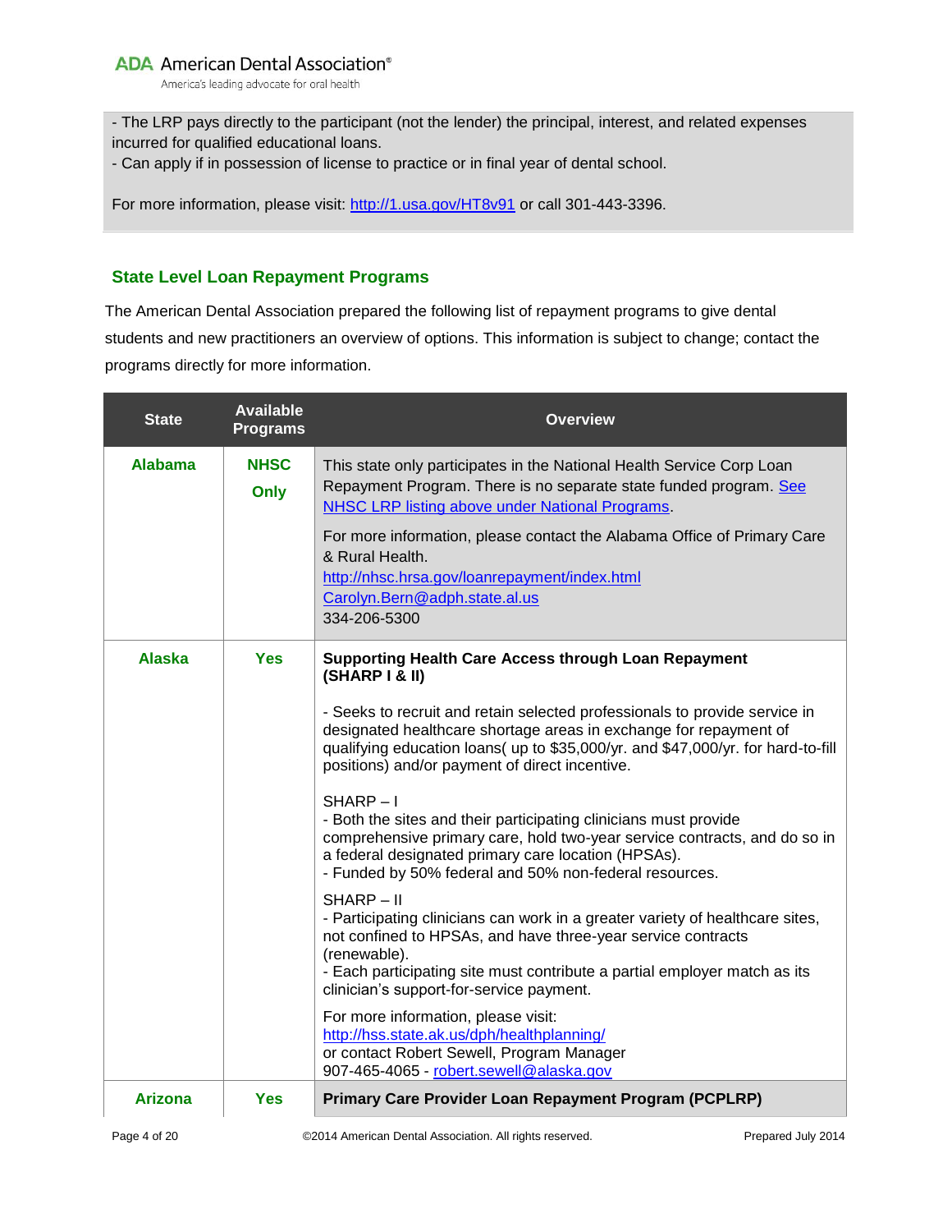- The LRP pays directly to the participant (not the lender) the principal, interest, and related expenses incurred for qualified educational loans.
- Can apply if in possession of license to practice or in final year of dental school.

For more information, please visit: http://1.usa.gov/HT8v91 or call 301-443-3396.

## State Level Loan Repayment Programs

The American Dental Association prepared the following list of repayment programs to give dental students and new practitioners an overview of options. This information is subject to change; contact the programs directly for more information.

| State | Available Programs | Overview |
|---|---|---|
| Alabama | NHSC Only | This state only participates in the National Health Service Corp Loan Repayment Program. There is no separate state funded program. See NHSC LRP listing above under National Programs.<br><br>For more information, please contact the Alabama Office of Primary Care & Rural Health.<br>http://nhsc.hrsa.gov/loanrepayment/index.html<br>Carolyn.Bern@adph.state.al.us<br>334-206-5300 |
| Alaska | Yes | **Supporting Health Care Access through Loan Repayment (SHARP I & II)**<br><br>- Seeks to recruit and retain selected professionals to provide service in designated healthcare shortage areas in exchange for repayment of qualifying education loans( up to $35,000/yr. and $47,000/yr. for hard-to-fill positions) and/or payment of direct incentive.<br><br>SHARP – I<br>- Both the sites and their participating clinicians must provide comprehensive primary care, hold two-year service contracts, and do so in a federal designated primary care location (HPSAs).<br>- Funded by 50% federal and 50% non-federal resources.<br><br>SHARP – II<br>- Participating clinicians can work in a greater variety of healthcare sites, not confined to HPSAs, and have three-year service contracts (renewable).<br>- Each participating site must contribute a partial employer match as its clinician's support-for-service payment.<br><br>For more information, please visit:<br>http://hss.state.ak.us/dph/healthplanning/<br>or contact Robert Sewell, Program Manager<br>907-465-4065 - robert.sewell@alaska.gov |
| Arizona | Yes | **Primary Care Provider Loan Repayment Program (PCPLRP)** |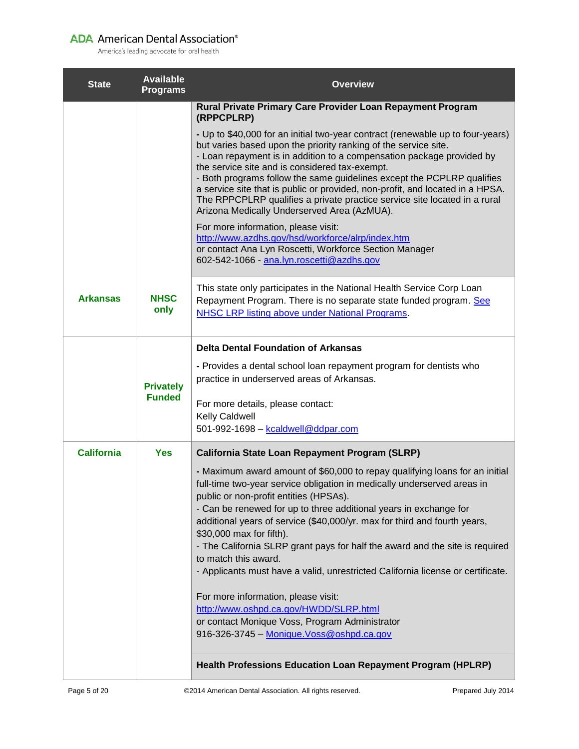| State | Available Programs | Overview |
|---|---|---|
| | | **Rural Private Primary Care Provider Loan Repayment Program (RPPCPLRP)**<br><br>- Up to $40,000 for an initial two-year contract (renewable up to four-years) but varies based upon the priority ranking of the service site.<br>- Loan repayment is in addition to a compensation package provided by the service site and is considered tax-exempt.<br>- Both programs follow the same guidelines except the PCPLRP qualifies a service site that is public or provided, non-profit, and located in a HPSA. The RPPCPLRP qualifies a private practice service site located in a rural Arizona Medically Underserved Area (AzMUA).<br><br>For more information, please visit:<br>http://www.azdhs.gov/hsd/workforce/alrp/index.htm<br>or contact Ana Lyn Roscetti, Workforce Section Manager<br>602-542-1066 - ana.lyn.roscetti@azdhs.gov |
| **Arkansas** | **NHSC only** | This state only participates in the National Health Service Corp Loan Repayment Program. There is no separate state funded program. See NHSC LRP listing above under National Programs. |
| | **Privately Funded** | **Delta Dental Foundation of Arkansas**<br><br>- Provides a dental school loan repayment program for dentists who practice in underserved areas of Arkansas.<br><br>For more details, please contact:<br>Kelly Caldwell<br>501-992-1698 – kcaldwell@ddpar.com |
| **California** | **Yes** | **California State Loan Repayment Program (SLRP)**<br><br>- Maximum award amount of $60,000 to repay qualifying loans for an initial full-time two-year service obligation in medically underserved areas in public or non-profit entities (HPSAs).<br>- Can be renewed for up to three additional years in exchange for additional years of service ($40,000/yr. max for third and fourth years, $30,000 max for fifth).<br>- The California SLRP grant pays for half the award and the site is required to match this award.<br>- Applicants must have a valid, unrestricted California license or certificate.<br><br>For more information, please visit:<br>http://www.oshpd.ca.gov/HWDD/SLRP.html<br>or contact Monique Voss, Program Administrator<br>916-326-3745 – Monique.Voss@oshpd.ca.gov<br><br>**Health Professions Education Loan Repayment Program (HPLRP)** |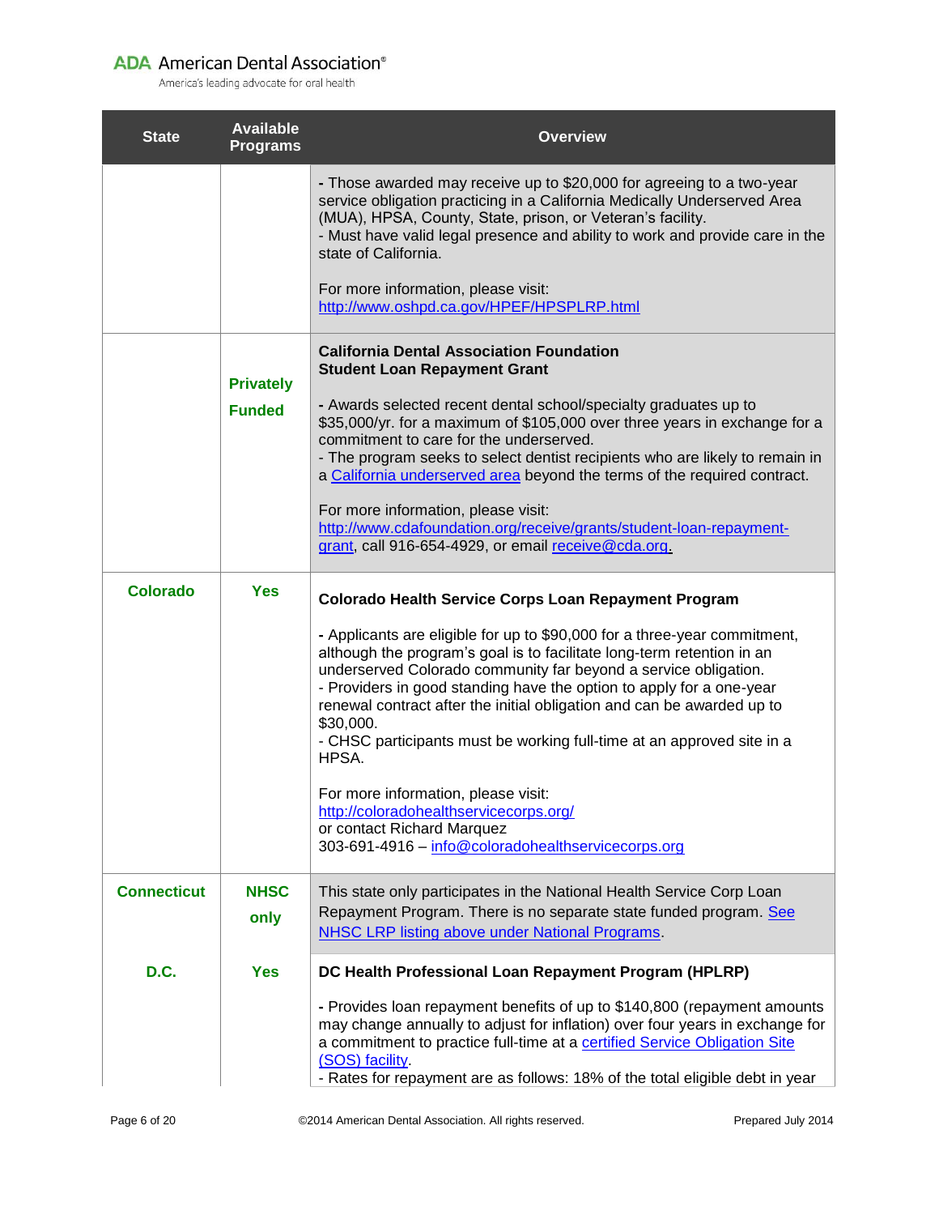| State | Available Programs | Overview |
|---|---|---|
| | | - Those awarded may receive up to $20,000 for agreeing to a two-year service obligation practicing in a California Medically Underserved Area (MUA), HPSA, County, State, prison, or Veteran's facility.<br>- Must have valid legal presence and ability to work and provide care in the state of California.<br><br>For more information, please visit:<br>[http://www.oshpd.ca.gov/HPEF/HPSPLRP.html](http://www.oshpd.ca.gov/HPEF/HPSPLRP.html) |
| | **Privately Funded** | **California Dental Association Foundation Student Loan Repayment Grant**<br><br>- Awards selected recent dental school/specialty graduates up to $35,000/yr. for a maximum of $105,000 over three years in exchange for a commitment to care for the underserved.<br>- The program seeks to select dentist recipients who are likely to remain in a California underserved area beyond the terms of the required contract.<br><br>For more information, please visit:<br>[http://www.cdafoundation.org/receive/grants/student-loan-repayment-grant](http://www.cdafoundation.org/receive/grants/student-loan-repayment-grant), call 916-654-4929, or email receive@cda.org. |
| **Colorado** | **Yes** | **Colorado Health Service Corps Loan Repayment Program**<br><br>- Applicants are eligible for up to $90,000 for a three-year commitment, although the program's goal is to facilitate long-term retention in an underserved Colorado community far beyond a service obligation.<br>- Providers in good standing have the option to apply for a one-year renewal contract after the initial obligation and can be awarded up to $30,000.<br>- CHSC participants must be working full-time at an approved site in a HPSA.<br><br>For more information, please visit:<br>[http://coloradohealthservicecorps.org/](http://coloradohealthservicecorps.org/)<br>or contact Richard Marquez<br>303-691-4916 – info@coloradohealthservicecorps.org |
| **Connecticut** | **NHSC only** | This state only participates in the National Health Service Corp Loan Repayment Program. There is no separate state funded program. See NHSC LRP listing above under National Programs. |
| **D.C.** | **Yes** | **DC Health Professional Loan Repayment Program (HPLRP)**<br><br>- Provides loan repayment benefits of up to $140,800 (repayment amounts may change annually to adjust for inflation) over four years in exchange for a commitment to practice full-time at a certified Service Obligation Site (SOS) facility.<br>- Rates for repayment are as follows: 18% of the total eligible debt in year |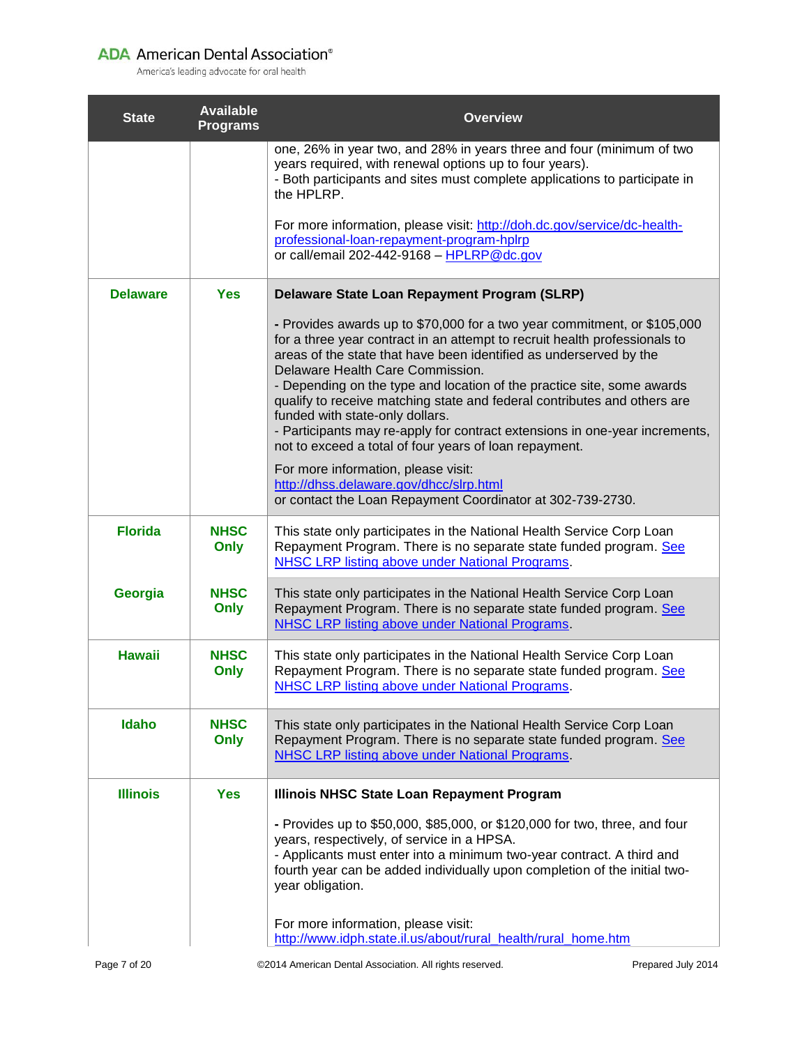| State | Available Programs | Overview |
|---|---|---|
| | | one, 26% in year two, and 28% in years three and four (minimum of two years required, with renewal options up to four years).<br>- Both participants and sites must complete applications to participate in the HPLRP.<br><br>For more information, please visit: [http://doh.dc.gov/service/dc-health-professional-loan-repayment-program-hplrp](http://doh.dc.gov/service/dc-health-professional-loan-repayment-program-hplrp)<br>or call/email 202-442-9168 – [HPLRP@dc.gov](mailto:HPLRP@dc.gov) |
| **Delaware** | **Yes** | **Delaware State Loan Repayment Program (SLRP)**<br><br>**-** Provides awards up to $70,000 for a two year commitment, or $105,000 for a three year contract in an attempt to recruit health professionals to areas of the state that have been identified as underserved by the Delaware Health Care Commission.<br>- Depending on the type and location of the practice site, some awards qualify to receive matching state and federal contributes and others are funded with state-only dollars.<br>- Participants may re-apply for contract extensions in one-year increments, not to exceed a total of four years of loan repayment.<br><br>For more information, please visit:<br>[http://dhss.delaware.gov/dhcc/slrp.html](http://dhss.delaware.gov/dhcc/slrp.html)<br>or contact the Loan Repayment Coordinator at 302-739-2730. |
| **Florida** | **NHSC Only** | This state only participates in the National Health Service Corp Loan Repayment Program. There is no separate state funded program. See NHSC LRP listing above under National Programs. |
| **Georgia** | **NHSC Only** | This state only participates in the National Health Service Corp Loan Repayment Program. There is no separate state funded program. See NHSC LRP listing above under National Programs. |
| **Hawaii** | **NHSC Only** | This state only participates in the National Health Service Corp Loan Repayment Program. There is no separate state funded program. See NHSC LRP listing above under National Programs. |
| **Idaho** | **NHSC Only** | This state only participates in the National Health Service Corp Loan Repayment Program. There is no separate state funded program. See NHSC LRP listing above under National Programs. |
| **Illinois** | **Yes** | **Illinois NHSC State Loan Repayment Program**<br><br>**-** Provides up to $50,000, $85,000, or $120,000 for two, three, and four years, respectively, of service in a HPSA.<br>- Applicants must enter into a minimum two-year contract. A third and fourth year can be added individually upon completion of the initial two-year obligation.<br><br>For more information, please visit:<br>[http://www.idph.state.il.us/about/rural_health/rural_home.htm](http://www.idph.state.il.us/about/rural_health/rural_home.htm) |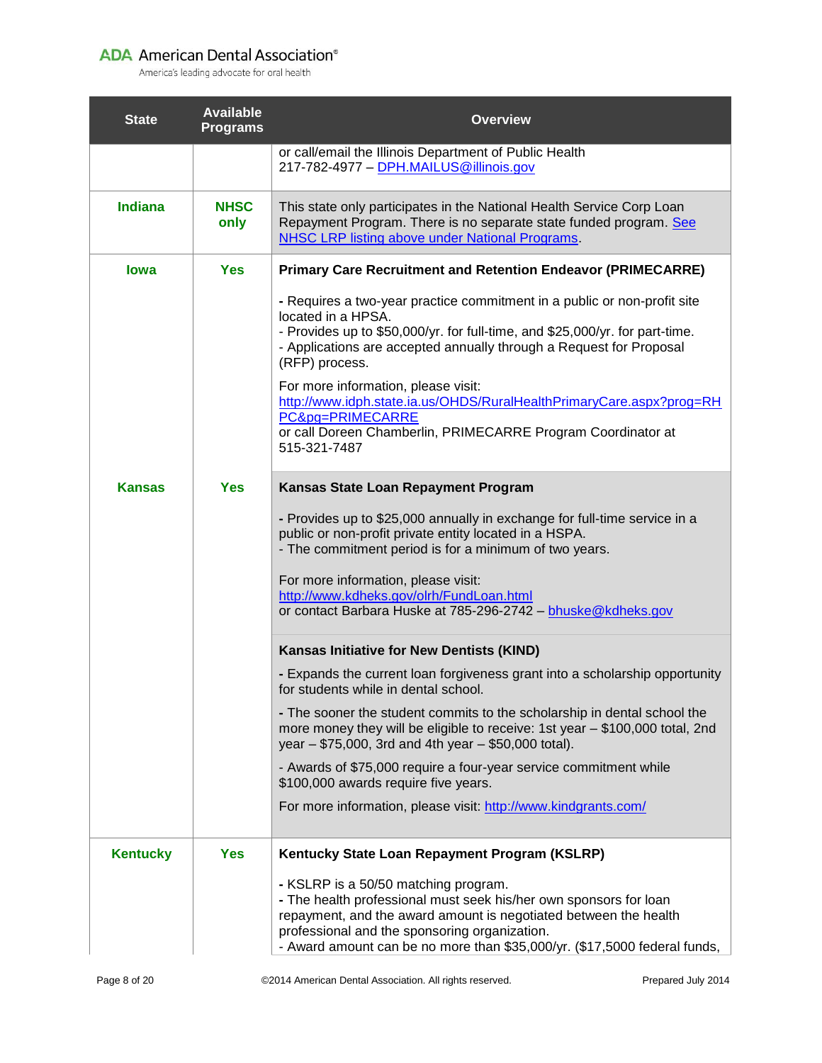| State | Available Programs | Overview |
|---|---|---|
| | | or call/email the Illinois Department of Public Health<br>217-782-4977 – DPH.MAILUS@illinois.gov |
| **Indiana** | **NHSC only** | This state only participates in the National Health Service Corp Loan Repayment Program. There is no separate state funded program. See NHSC LRP listing above under National Programs. |
| **Iowa** | **Yes** | **Primary Care Recruitment and Retention Endeavor (PRIMECARRE)**<br><br>- Requires a two-year practice commitment in a public or non-profit site located in a HPSA.<br>- Provides up to $50,000/yr. for full-time, and $25,000/yr. for part-time.<br>- Applications are accepted annually through a Request for Proposal (RFP) process.<br><br>For more information, please visit:<br>http://www.idph.state.ia.us/OHDS/RuralHealthPrimaryCare.aspx?prog=RHPC&pg=PRIMECARRE<br>or call Doreen Chamberlin, PRIMECARRE Program Coordinator at 515-321-7487 |
| **Kansas** | **Yes** | **Kansas State Loan Repayment Program**<br><br>- Provides up to $25,000 annually in exchange for full-time service in a public or non-profit private entity located in a HSPA.<br>- The commitment period is for a minimum of two years.<br><br>For more information, please visit:<br>http://www.kdheks.gov/olrh/FundLoan.html<br>or contact Barbara Huske at 785-296-2742 – bhuske@kdheks.gov |
| | | **Kansas Initiative for New Dentists (KIND)**<br><br>- Expands the current loan forgiveness grant into a scholarship opportunity for students while in dental school.<br><br>- The sooner the student commits to the scholarship in dental school the more money they will be eligible to receive: 1st year – $100,000 total, 2nd year – $75,000, 3rd and 4th year – $50,000 total).<br><br>- Awards of $75,000 require a four-year service commitment while $100,000 awards require five years.<br><br>For more information, please visit: http://www.kindgrants.com/ |
| **Kentucky** | **Yes** | **Kentucky State Loan Repayment Program (KSLRP)**<br><br>- KSLRP is a 50/50 matching program.<br>- The health professional must seek his/her own sponsors for loan repayment, and the award amount is negotiated between the health professional and the sponsoring organization.<br>- Award amount can be no more than $35,000/yr. ($17,5000 federal funds, |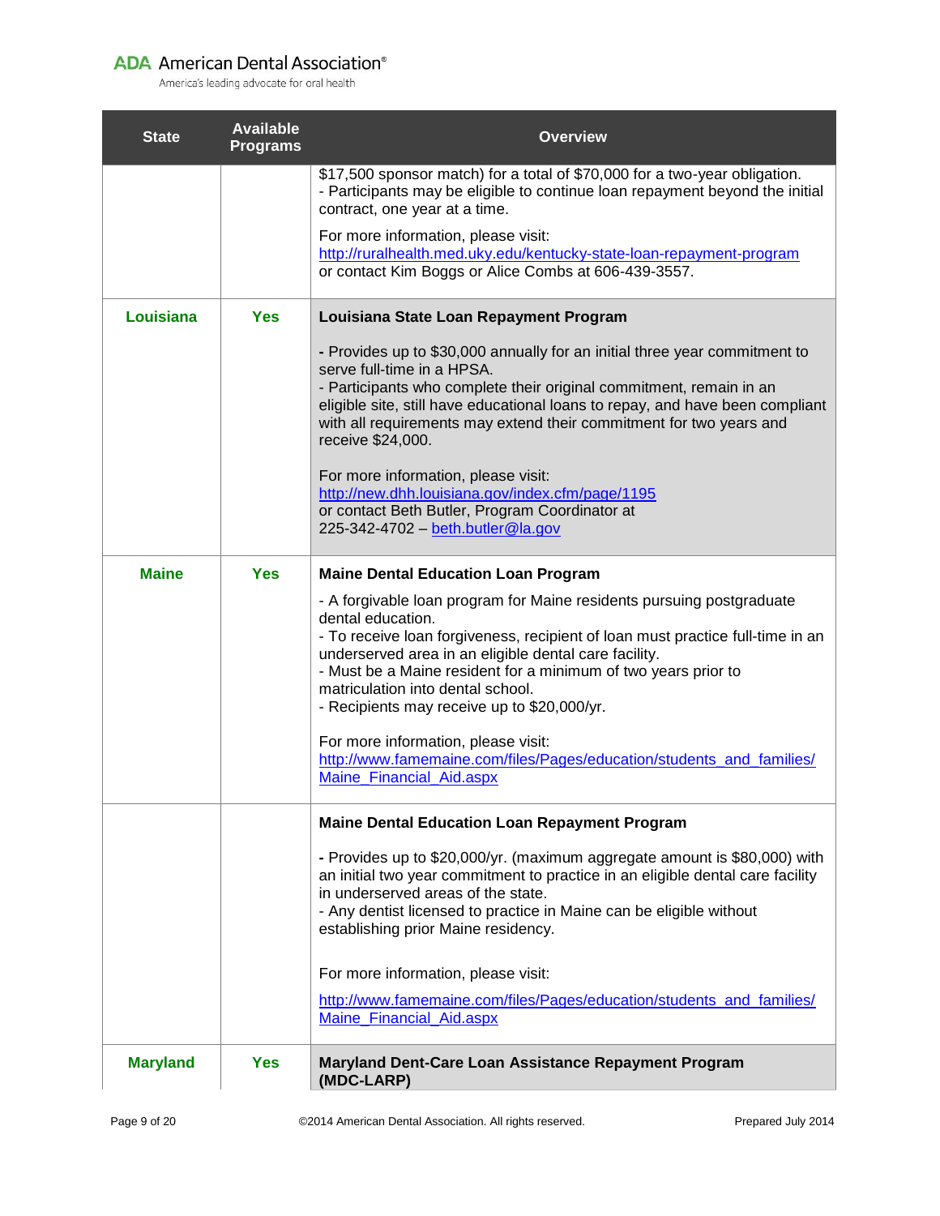| State | Available Programs | Overview |
|---|---|---|
| | | $17,500 sponsor match) for a total of $70,000 for a two-year obligation.<br>- Participants may be eligible to continue loan repayment beyond the initial contract, one year at a time.<br><br>For more information, please visit:<br>http://ruralhealth.med.uky.edu/kentucky-state-loan-repayment-program<br>or contact Kim Boggs or Alice Combs at 606-439-3557. |
| **Louisiana** | **Yes** | **Louisiana State Loan Repayment Program**<br><br>- Provides up to $30,000 annually for an initial three year commitment to serve full-time in a HPSA.<br>- Participants who complete their original commitment, remain in an eligible site, still have educational loans to repay, and have been compliant with all requirements may extend their commitment for two years and receive $24,000.<br><br>For more information, please visit:<br>http://new.dhh.louisiana.gov/index.cfm/page/1195<br>or contact Beth Butler, Program Coordinator at<br>225-342-4702 – beth.butler@la.gov |
| **Maine** | **Yes** | **Maine Dental Education Loan Program**<br><br>- A forgivable loan program for Maine residents pursuing postgraduate dental education.<br>- To receive loan forgiveness, recipient of loan must practice full-time in an underserved area in an eligible dental care facility.<br>- Must be a Maine resident for a minimum of two years prior to matriculation into dental school.<br>- Recipients may receive up to $20,000/yr.<br><br>For more information, please visit:<br>http://www.famemaine.com/files/Pages/education/students_and_families/Maine_Financial_Aid.aspx |
| | | **Maine Dental Education Loan Repayment Program**<br><br>- Provides up to $20,000/yr. (maximum aggregate amount is $80,000) with an initial two year commitment to practice in an eligible dental care facility in underserved areas of the state.<br>- Any dentist licensed to practice in Maine can be eligible without establishing prior Maine residency.<br><br>For more information, please visit:<br>http://www.famemaine.com/files/Pages/education/students_and_families/Maine_Financial_Aid.aspx |
| **Maryland** | **Yes** | **Maryland Dent-Care Loan Assistance Repayment Program (MDC-LARP)** |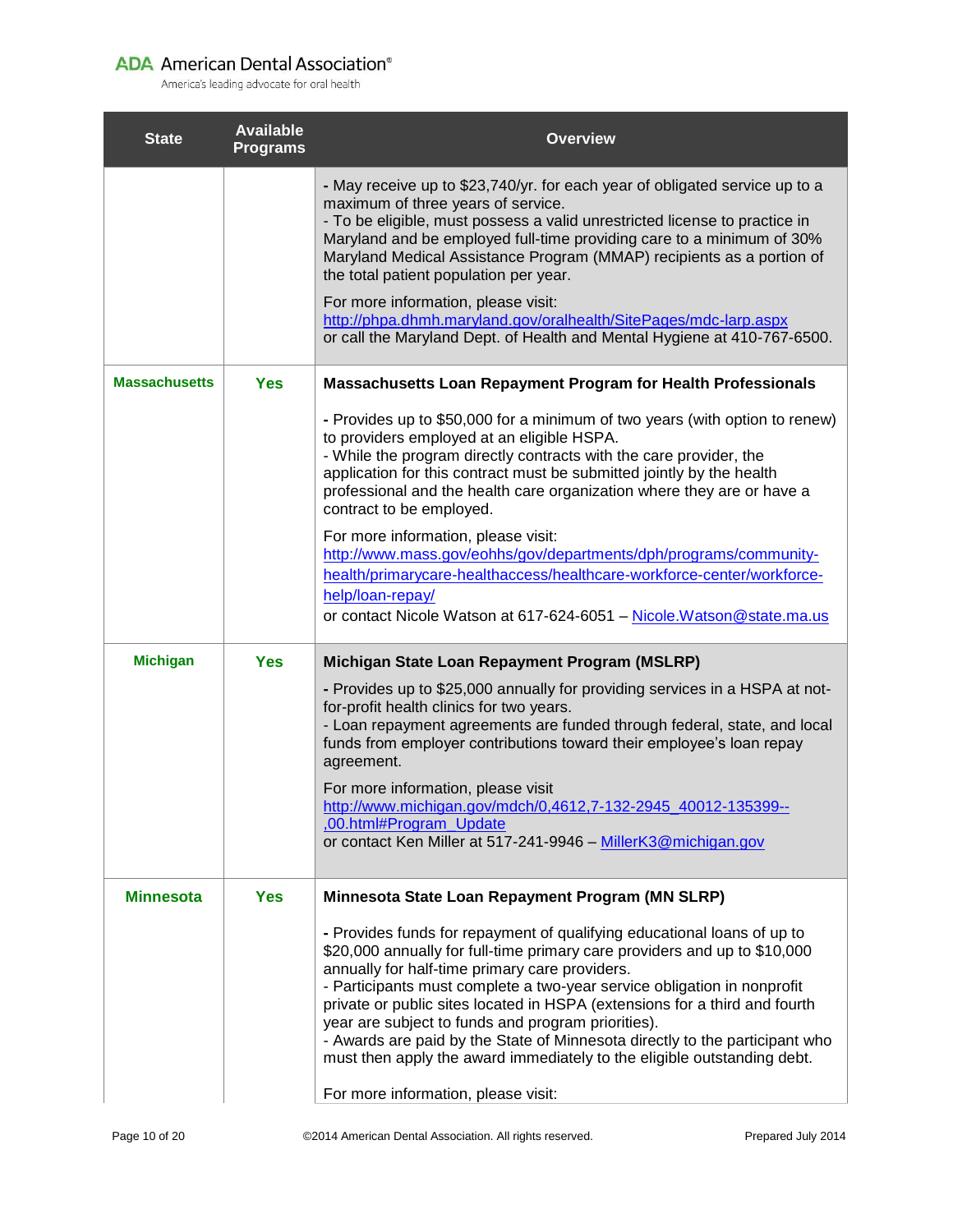| State | Available Programs | Overview |
|---|---|---|
| | | - May receive up to $23,740/yr. for each year of obligated service up to a maximum of three years of service.<br>- To be eligible, must possess a valid unrestricted license to practice in Maryland and be employed full-time providing care to a minimum of 30% Maryland Medical Assistance Program (MMAP) recipients as a portion of the total patient population per year.<br><br>For more information, please visit: http://phpa.dhmh.maryland.gov/oralhealth/SitePages/mdc-larp.aspx or call the Maryland Dept. of Health and Mental Hygiene at 410-767-6500. |
| **Massachusetts** | **Yes** | **Massachusetts Loan Repayment Program for Health Professionals**<br><br>- Provides up to $50,000 for a minimum of two years (with option to renew) to providers employed at an eligible HSPA.<br>- While the program directly contracts with the care provider, the application for this contract must be submitted jointly by the health professional and the health care organization where they are or have a contract to be employed.<br><br>For more information, please visit: http://www.mass.gov/eohhs/gov/departments/dph/programs/community-health/primarycare-healthaccess/healthcare-workforce-center/workforce-help/loan-repay/<br>or contact Nicole Watson at 617-624-6051 – Nicole.Watson@state.ma.us |
| **Michigan** | **Yes** | **Michigan State Loan Repayment Program (MSLRP)**<br><br>- Provides up to $25,000 annually for providing services in a HSPA at not-for-profit health clinics for two years.<br>- Loan repayment agreements are funded through federal, state, and local funds from employer contributions toward their employee's loan repay agreement.<br><br>For more information, please visit http://www.michigan.gov/mdch/0,4612,7-132-2945_40012-135399--,00.html#Program_Update<br>or contact Ken Miller at 517-241-9946 – MillerK3@michigan.gov |
| **Minnesota** | **Yes** | **Minnesota State Loan Repayment Program (MN SLRP)**<br><br>- Provides funds for repayment of qualifying educational loans of up to $20,000 annually for full-time primary care providers and up to $10,000 annually for half-time primary care providers.<br>- Participants must complete a two-year service obligation in nonprofit private or public sites located in HSPA (extensions for a third and fourth year are subject to funds and program priorities).<br>- Awards are paid by the State of Minnesota directly to the participant who must then apply the award immediately to the eligible outstanding debt.<br><br>For more information, please visit: |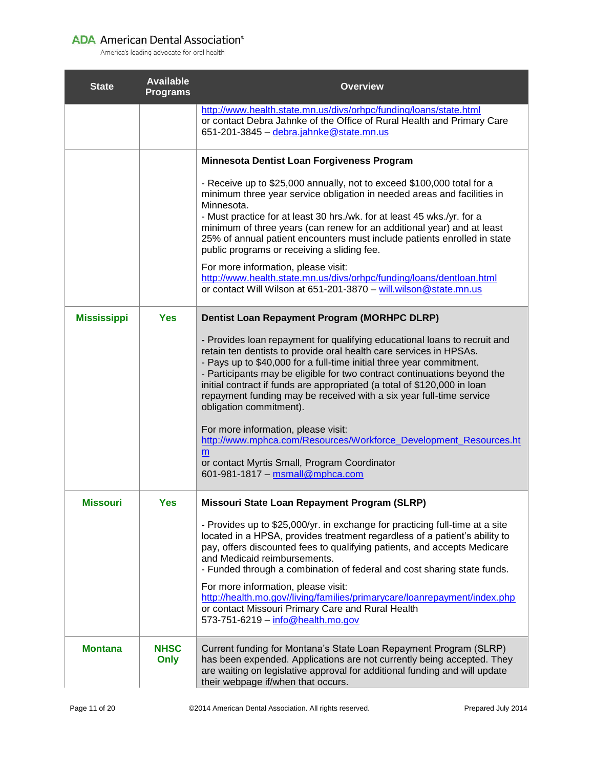| State | Available Programs | Overview |
|---|---|---|
| | | http://www.health.state.mn.us/divs/orhpc/funding/loans/state.html<br>or contact Debra Jahnke of the Office of Rural Health and Primary Care<br>651-201-3845 – debra.jahnke@state.mn.us |
| | | **Minnesota Dentist Loan Forgiveness Program**<br><br>- Receive up to $25,000 annually, not to exceed $100,000 total for a minimum three year service obligation in needed areas and facilities in Minnesota.<br>- Must practice for at least 30 hrs./wk. for at least 45 wks./yr. for a minimum of three years (can renew for an additional year) and at least 25% of annual patient encounters must include patients enrolled in state public programs or receiving a sliding fee.<br><br>For more information, please visit:<br>http://www.health.state.mn.us/divs/orhpc/funding/loans/dentloan.html<br>or contact Will Wilson at 651-201-3870 – will.wilson@state.mn.us |
| **Mississippi** | **Yes** | **Dentist Loan Repayment Program (MORHPC DLRP)**<br><br>- Provides loan repayment for qualifying educational loans to recruit and retain ten dentists to provide oral health care services in HPSAs.<br>- Pays up to $40,000 for a full-time initial three year commitment.<br>- Participants may be eligible for two contract continuations beyond the initial contract if funds are appropriated (a total of $120,000 in loan repayment funding may be received with a six year full-time service obligation commitment).<br><br>For more information, please visit:<br>http://www.mphca.com/Resources/Workforce_Development_Resources.htm<br>or contact Myrtis Small, Program Coordinator<br>601-981-1817 – msmall@mphca.com |
| **Missouri** | **Yes** | **Missouri State Loan Repayment Program (SLRP)**<br><br>- Provides up to $25,000/yr. in exchange for practicing full-time at a site located in a HPSA, provides treatment regardless of a patient's ability to pay, offers discounted fees to qualifying patients, and accepts Medicare and Medicaid reimbursements.<br>- Funded through a combination of federal and cost sharing state funds.<br><br>For more information, please visit:<br>http://health.mo.gov//living/families/primarycare/loanrepayment/index.php<br>or contact Missouri Primary Care and Rural Health<br>573-751-6219 – info@health.mo.gov |
| **Montana** | **NHSC Only** | Current funding for Montana's State Loan Repayment Program (SLRP) has been expended. Applications are not currently being accepted. They are waiting on legislative approval for additional funding and will update their webpage if/when that occurs. |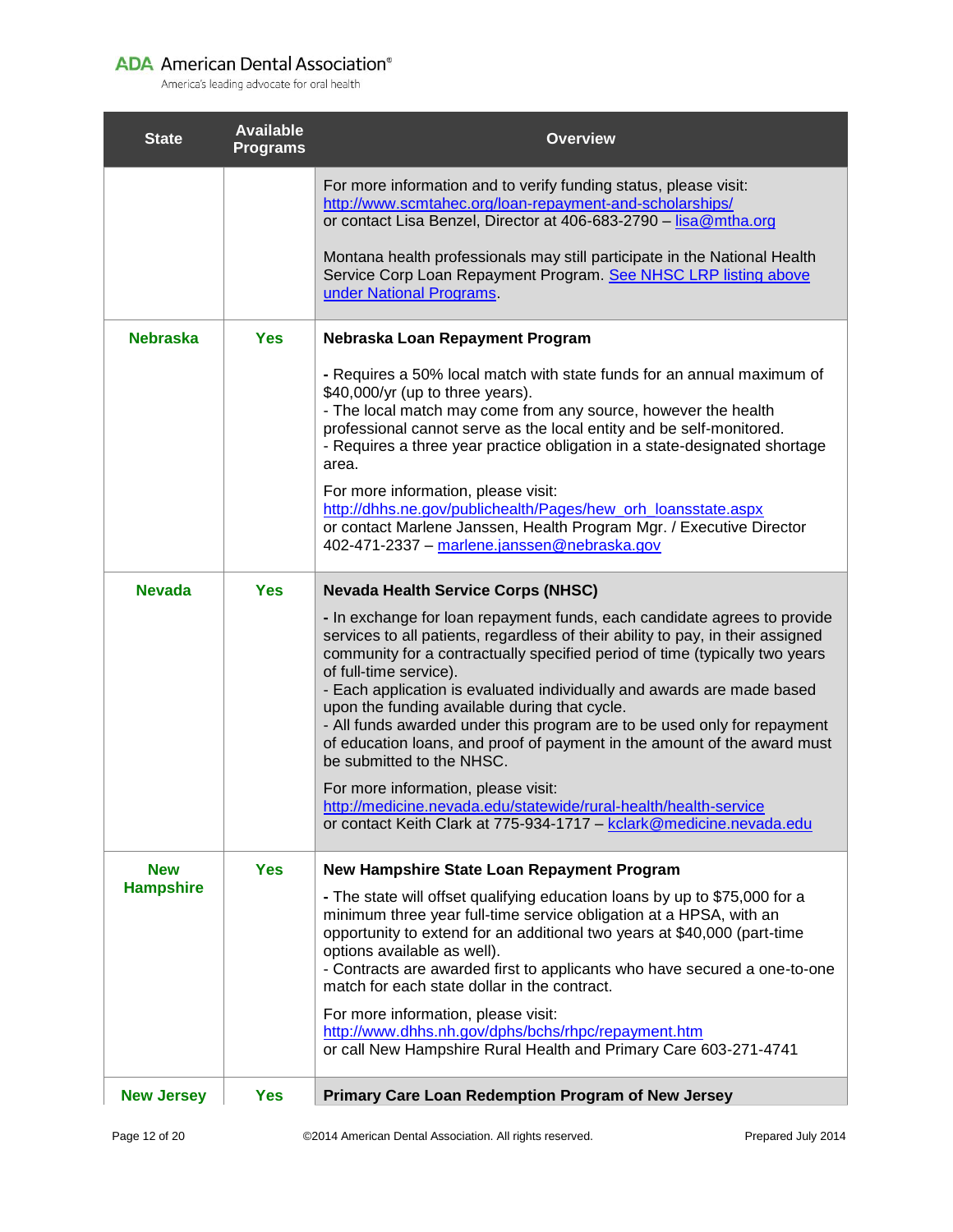| State | Available Programs | Overview |
|---|---|---|
| | | For more information and to verify funding status, please visit: [http://www.scmtahec.org/loan-repayment-and-scholarships/](http://www.scmtahec.org/loan-repayment-and-scholarships/) or contact Lisa Benzel, Director at 406-683-2790 – lisa@mtha.org<br><br>Montana health professionals may still participate in the National Health Service Corp Loan Repayment Program. See NHSC LRP listing above under National Programs. |
| **Nebraska** | **Yes** | **Nebraska Loan Repayment Program**<br><br>- Requires a 50% local match with state funds for an annual maximum of $40,000/yr (up to three years).<br>- The local match may come from any source, however the health professional cannot serve as the local entity and be self-monitored.<br>- Requires a three year practice obligation in a state-designated shortage area.<br><br>For more information, please visit: [http://dhhs.ne.gov/publichealth/Pages/hew_orh_loansstate.aspx](http://dhhs.ne.gov/publichealth/Pages/hew_orh_loansstate.aspx) or contact Marlene Janssen, Health Program Mgr. / Executive Director 402-471-2337 – marlene.janssen@nebraska.gov |
| **Nevada** | **Yes** | **Nevada Health Service Corps (NHSC)**<br><br>- In exchange for loan repayment funds, each candidate agrees to provide services to all patients, regardless of their ability to pay, in their assigned community for a contractually specified period of time (typically two years of full-time service).<br>- Each application is evaluated individually and awards are made based upon the funding available during that cycle.<br>- All funds awarded under this program are to be used only for repayment of education loans, and proof of payment in the amount of the award must be submitted to the NHSC.<br><br>For more information, please visit: [http://medicine.nevada.edu/statewide/rural-health/health-service](http://medicine.nevada.edu/statewide/rural-health/health-service) or contact Keith Clark at 775-934-1717 – kclark@medicine.nevada.edu |
| **New Hampshire** | **Yes** | **New Hampshire State Loan Repayment Program**<br><br>- The state will offset qualifying education loans by up to $75,000 for a minimum three year full-time service obligation at a HPSA, with an opportunity to extend for an additional two years at $40,000 (part-time options available as well).<br>- Contracts are awarded first to applicants who have secured a one-to-one match for each state dollar in the contract.<br><br>For more information, please visit: [http://www.dhhs.nh.gov/dphs/bchs/rhpc/repayment.htm](http://www.dhhs.nh.gov/dphs/bchs/rhpc/repayment.htm) or call New Hampshire Rural Health and Primary Care 603-271-4741 |
| **New Jersey** | **Yes** | **Primary Care Loan Redemption Program of New Jersey** |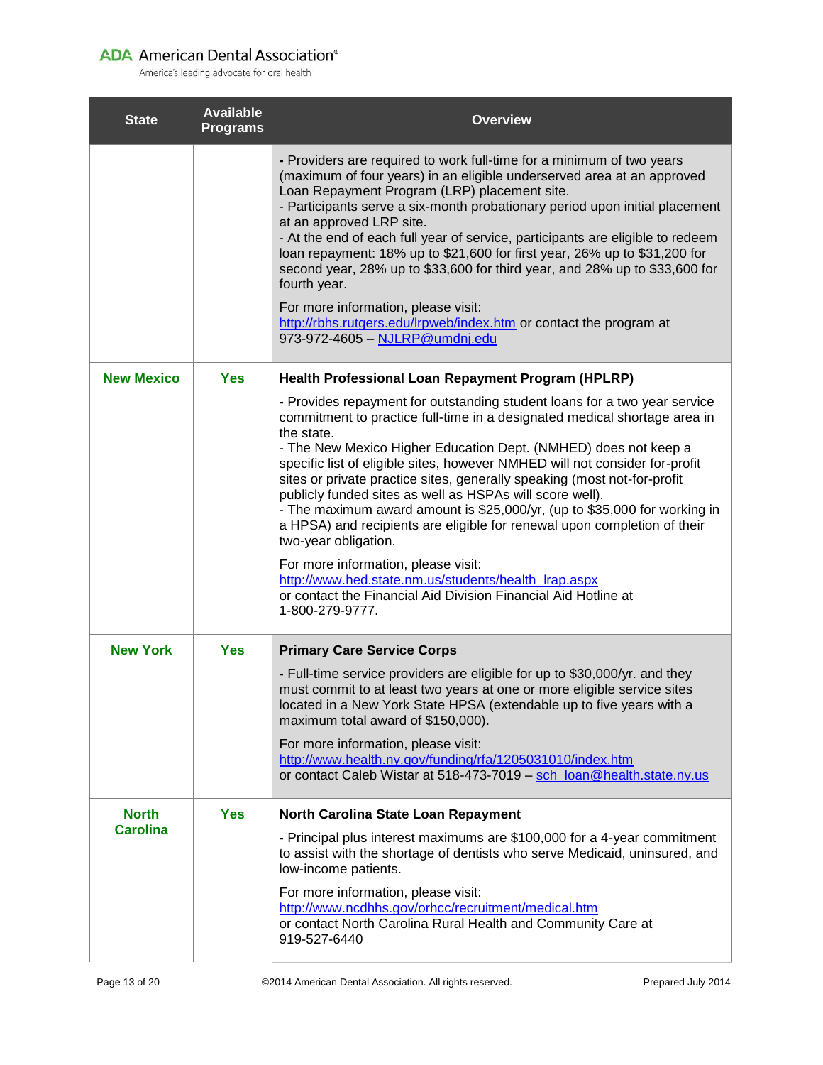| State | Available Programs | Overview |
|---|---|---|
| | | - Providers are required to work full-time for a minimum of two years (maximum of four years) in an eligible underserved area at an approved Loan Repayment Program (LRP) placement site.<br>- Participants serve a six-month probationary period upon initial placement at an approved LRP site.<br>- At the end of each full year of service, participants are eligible to redeem loan repayment: 18% up to $21,600 for first year, 26% up to $31,200 for second year, 28% up to $33,600 for third year, and 28% up to $33,600 for fourth year.<br><br>For more information, please visit: http://rbhs.rutgers.edu/lrpweb/index.htm or contact the program at 973-972-4605 – NJLRP@umdnj.edu |
| **New Mexico** | **Yes** | **Health Professional Loan Repayment Program (HPLRP)**<br><br>- Provides repayment for outstanding student loans for a two year service commitment to practice full-time in a designated medical shortage area in the state.<br>- The New Mexico Higher Education Dept. (NMHED) does not keep a specific list of eligible sites, however NMHED will not consider for-profit sites or private practice sites, generally speaking (most not-for-profit publicly funded sites as well as HSPAs will score well).<br>- The maximum award amount is $25,000/yr, (up to $35,000 for working in a HPSA) and recipients are eligible for renewal upon completion of their two-year obligation.<br><br>For more information, please visit: http://www.hed.state.nm.us/students/health_lrap.aspx or contact the Financial Aid Division Financial Aid Hotline at 1-800-279-9777. |
| **New York** | **Yes** | **Primary Care Service Corps**<br><br>- Full-time service providers are eligible for up to $30,000/yr. and they must commit to at least two years at one or more eligible service sites located in a New York State HPSA (extendable up to five years with a maximum total award of $150,000).<br><br>For more information, please visit: http://www.health.ny.gov/funding/rfa/1205031010/index.htm or contact Caleb Wistar at 518-473-7019 – sch_loan@health.state.ny.us |
| **North Carolina** | **Yes** | **North Carolina State Loan Repayment**<br><br>- Principal plus interest maximums are $100,000 for a 4-year commitment to assist with the shortage of dentists who serve Medicaid, uninsured, and low-income patients.<br><br>For more information, please visit: http://www.ncdhhs.gov/orhcc/recruitment/medical.htm or contact North Carolina Rural Health and Community Care at 919-527-6440 |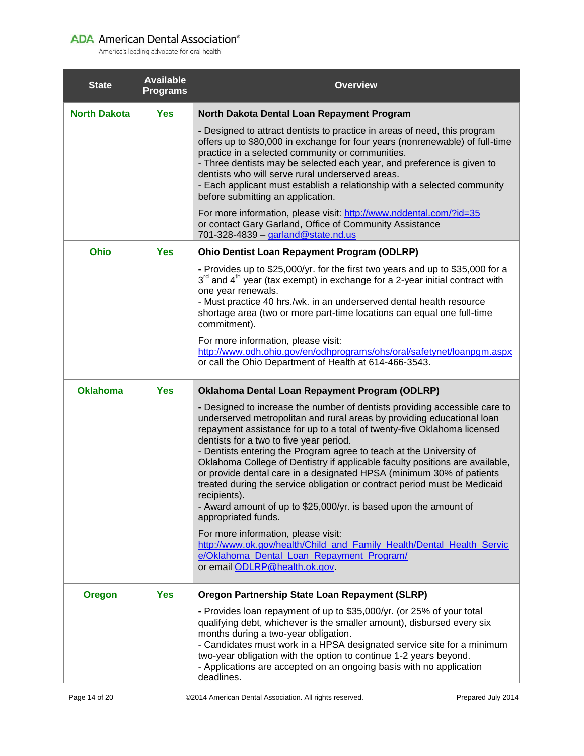| State | Available Programs | Overview |
|---|---|---|
| **North Dakota** | **Yes** | **North Dakota Dental Loan Repayment Program**<br><br>- Designed to attract dentists to practice in areas of need, this program offers up to $80,000 in exchange for four years (nonrenewable) of full-time practice in a selected community or communities.<br>- Three dentists may be selected each year, and preference is given to dentists who will serve rural underserved areas.<br>- Each applicant must establish a relationship with a selected community before submitting an application.<br><br>For more information, please visit: http://www.nddental.com/?id=35 or contact Gary Garland, Office of Community Assistance 701-328-4839 – garland@state.nd.us |
| **Ohio** | **Yes** | **Ohio Dentist Loan Repayment Program (ODLRP)**<br><br>- Provides up to $25,000/yr. for the first two years and up to $35,000 for a 3rd and 4th year (tax exempt) in exchange for a 2-year initial contract with one year renewals.<br>- Must practice 40 hrs./wk. in an underserved dental health resource shortage area (two or more part-time locations can equal one full-time commitment).<br><br>For more information, please visit: http://www.odh.ohio.gov/en/odhprograms/ohs/oral/safetynet/loanpgm.aspx or call the Ohio Department of Health at 614-466-3543. |
| **Oklahoma** | **Yes** | **Oklahoma Dental Loan Repayment Program (ODLRP)**<br><br>- Designed to increase the number of dentists providing accessible care to underserved metropolitan and rural areas by providing educational loan repayment assistance for up to a total of twenty-five Oklahoma licensed dentists for a two to five year period.<br>- Dentists entering the Program agree to teach at the University of Oklahoma College of Dentistry if applicable faculty positions are available, or provide dental care in a designated HPSA (minimum 30% of patients treated during the service obligation or contract period must be Medicaid recipients).<br>- Award amount of up to $25,000/yr. is based upon the amount of appropriated funds.<br><br>For more information, please visit: http://www.ok.gov/health/Child_and_Family_Health/Dental_Health_Service/Oklahoma_Dental_Loan_Repayment_Program/ or email ODLRP@health.ok.gov. |
| **Oregon** | **Yes** | **Oregon Partnership State Loan Repayment (SLRP)**<br><br>- Provides loan repayment of up to $35,000/yr. (or 25% of your total qualifying debt, whichever is the smaller amount), disbursed every six months during a two-year obligation.<br>- Candidates must work in a HPSA designated service site for a minimum two-year obligation with the option to continue 1-2 years beyond.<br>- Applications are accepted on an ongoing basis with no application deadlines. |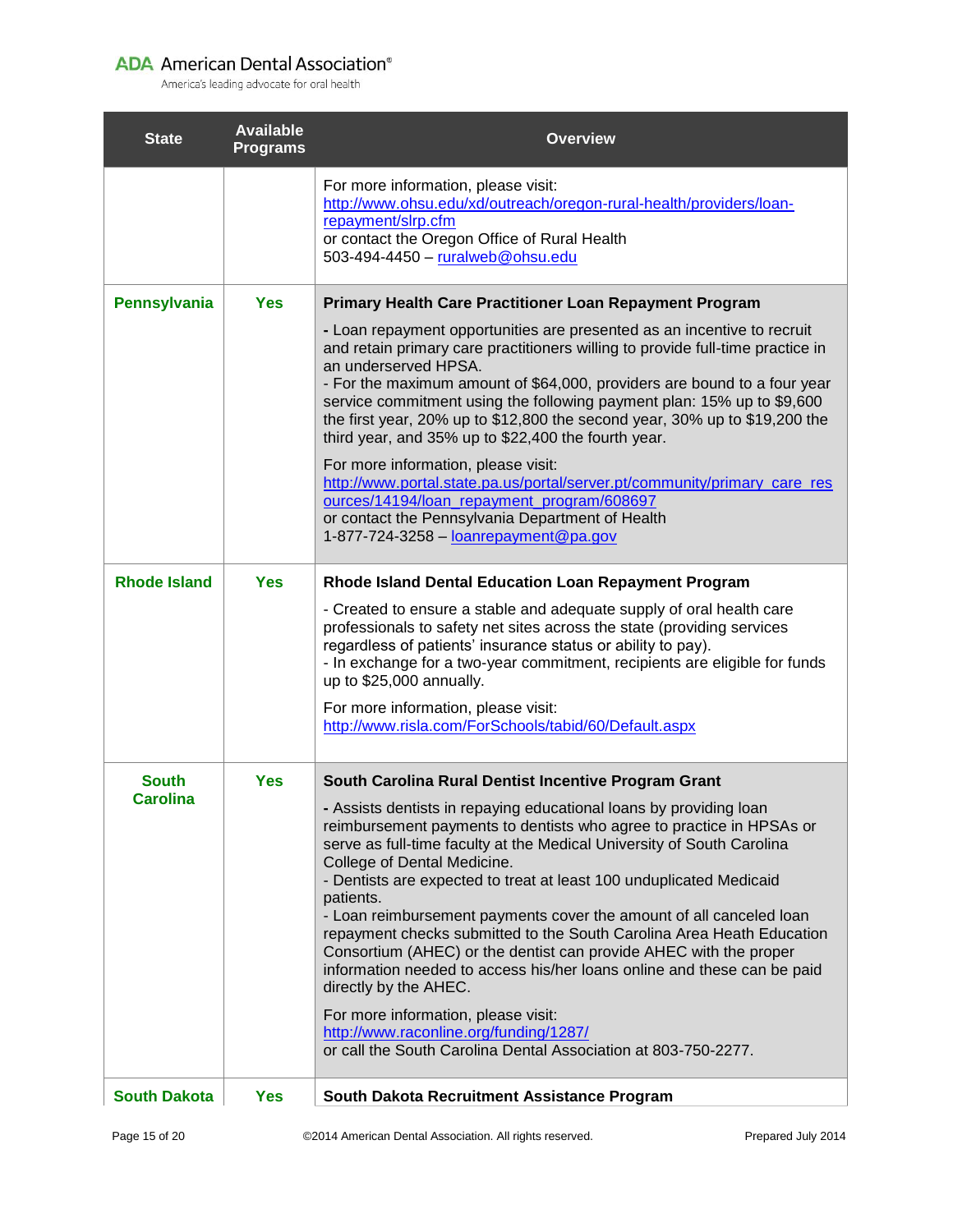| State | Available Programs | Overview |
|---|---|---|
| | | For more information, please visit: http://www.ohsu.edu/xd/outreach/oregon-rural-health/providers/loan-repayment/slrp.cfm<br>or contact the Oregon Office of Rural Health<br>503-494-4450 – ruralweb@ohsu.edu |
| **Pennsylvania** | **Yes** | **Primary Health Care Practitioner Loan Repayment Program**<br>- Loan repayment opportunities are presented as an incentive to recruit and retain primary care practitioners willing to provide full-time practice in an underserved HPSA.<br>- For the maximum amount of $64,000, providers are bound to a four year service commitment using the following payment plan: 15% up to $9,600 the first year, 20% up to $12,800 the second year, 30% up to $19,200 the third year, and 35% up to $22,400 the fourth year.<br>For more information, please visit: http://www.portal.state.pa.us/portal/server.pt/community/primary_care_resources/14194/loan_repayment_program/608697<br>or contact the Pennsylvania Department of Health<br>1-877-724-3258 – loanrepayment@pa.gov |
| **Rhode Island** | **Yes** | **Rhode Island Dental Education Loan Repayment Program**<br>- Created to ensure a stable and adequate supply of oral health care professionals to safety net sites across the state (providing services regardless of patients' insurance status or ability to pay).<br>- In exchange for a two-year commitment, recipients are eligible for funds up to $25,000 annually.<br>For more information, please visit: http://www.risla.com/ForSchools/tabid/60/Default.aspx |
| **South Carolina** | **Yes** | **South Carolina Rural Dentist Incentive Program Grant**<br>- Assists dentists in repaying educational loans by providing loan reimbursement payments to dentists who agree to practice in HPSAs or serve as full-time faculty at the Medical University of South Carolina College of Dental Medicine.<br>- Dentists are expected to treat at least 100 unduplicated Medicaid patients.<br>- Loan reimbursement payments cover the amount of all canceled loan repayment checks submitted to the South Carolina Area Heath Education Consortium (AHEC) or the dentist can provide AHEC with the proper information needed to access his/her loans online and these can be paid directly by the AHEC.<br>For more information, please visit: http://www.raconline.org/funding/1287/<br>or call the South Carolina Dental Association at 803-750-2277. |
| **South Dakota** | **Yes** | **South Dakota Recruitment Assistance Program** |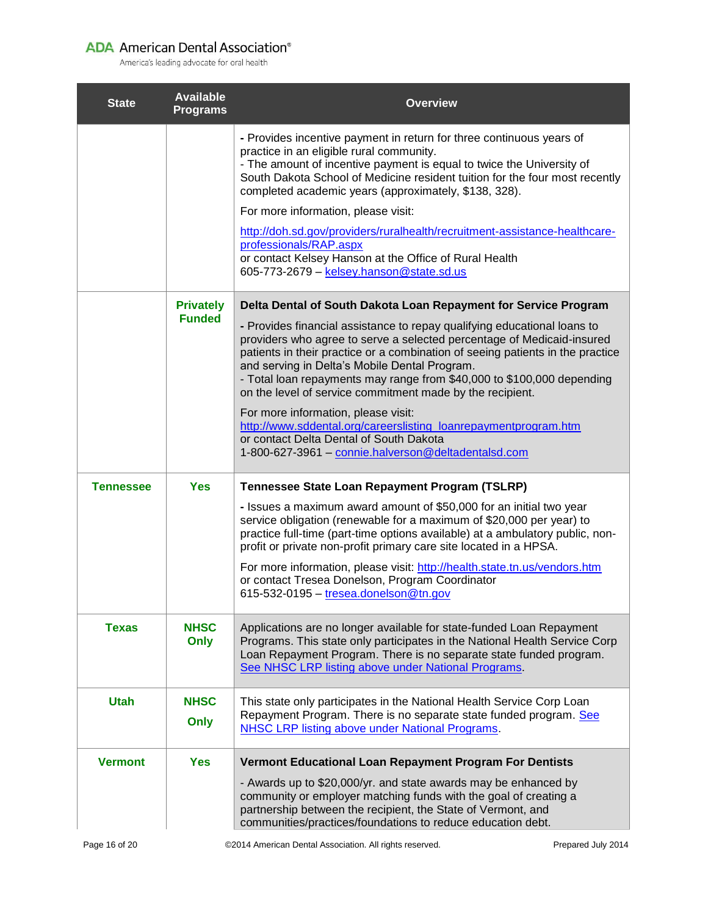| State | Available Programs | Overview |
|---|---|---|
| | | - Provides incentive payment in return for three continuous years of practice in an eligible rural community.<br>- The amount of incentive payment is equal to twice the University of South Dakota School of Medicine resident tuition for the four most recently completed academic years (approximately, $138, 328).<br><br>For more information, please visit:<br><br>[http://doh.sd.gov/providers/ruralhealth/recruitment-assistance-healthcare-professionals/RAP.aspx](http://doh.sd.gov/providers/ruralhealth/recruitment-assistance-healthcare-professionals/RAP.aspx)<br>or contact Kelsey Hanson at the Office of Rural Health<br>605-773-2679 – [kelsey.hanson@state.sd.us](mailto:kelsey.hanson@state.sd.us) |
| | **Privately Funded** | **Delta Dental of South Dakota Loan Repayment for Service Program**<br><br>- Provides financial assistance to repay qualifying educational loans to providers who agree to serve a selected percentage of Medicaid-insured patients in their practice or a combination of seeing patients in the practice and serving in Delta's Mobile Dental Program.<br>- Total loan repayments may range from $40,000 to $100,000 depending on the level of service commitment made by the recipient.<br><br>For more information, please visit:<br>[http://www.sddental.org/careerslisting_loanrepaymentprogram.htm](http://www.sddental.org/careerslisting_loanrepaymentprogram.htm)<br>or contact Delta Dental of South Dakota<br>1-800-627-3961 – [connie.halverson@deltadentalsd.com](mailto:connie.halverson@deltadentalsd.com) |
| **Tennessee** | **Yes** | **Tennessee State Loan Repayment Program (TSLRP)**<br><br>- Issues a maximum award amount of $50,000 for an initial two year service obligation (renewable for a maximum of $20,000 per year) to practice full-time (part-time options available) at a ambulatory public, non-profit or private non-profit primary care site located in a HPSA.<br><br>For more information, please visit: [http://health.state.tn.us/vendors.htm](http://health.state.tn.us/vendors.htm)<br>or contact Tresea Donelson, Program Coordinator<br>615-532-0195 – [tresea.donelson@tn.gov](mailto:tresea.donelson@tn.gov) |
| **Texas** | **NHSC Only** | Applications are no longer available for state-funded Loan Repayment Programs. This state only participates in the National Health Service Corp Loan Repayment Program. There is no separate state funded program. See NHSC LRP listing above under National Programs. |
| **Utah** | **NHSC Only** | This state only participates in the National Health Service Corp Loan Repayment Program. There is no separate state funded program. See NHSC LRP listing above under National Programs. |
| **Vermont** | **Yes** | **Vermont Educational Loan Repayment Program For Dentists**<br><br>- Awards up to $20,000/yr. and state awards may be enhanced by community or employer matching funds with the goal of creating a partnership between the recipient, the State of Vermont, and communities/practices/foundations to reduce education debt. |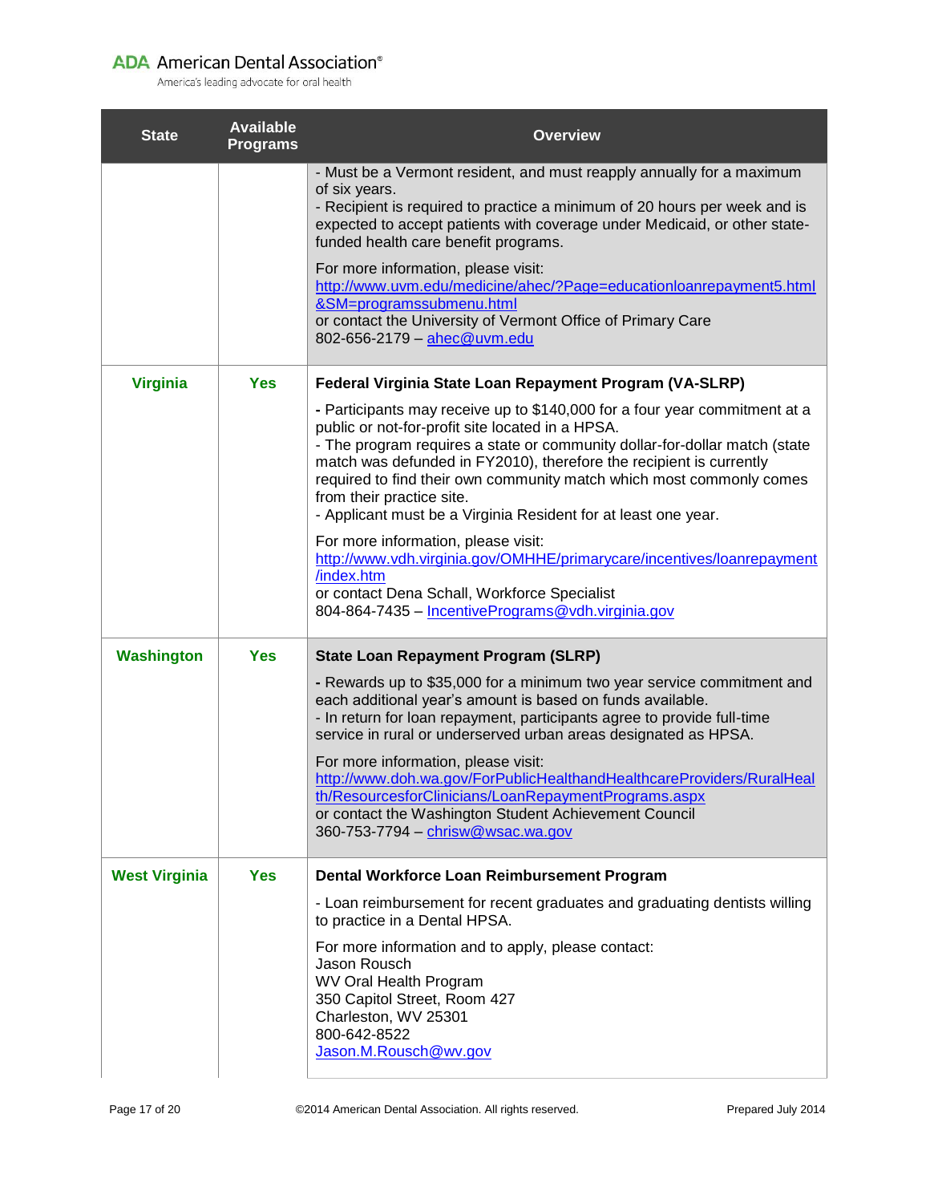| State | Available Programs | Overview |
|---|---|---|
| | | - Must be a Vermont resident, and must reapply annually for a maximum of six years.<br>- Recipient is required to practice a minimum of 20 hours per week and is expected to accept patients with coverage under Medicaid, or other state-funded health care benefit programs.<br><br>For more information, please visit:<br>http://www.uvm.edu/medicine/ahec/?Page=educationloanrepayment5.html&SM=programssubmenu.html<br>or contact the University of Vermont Office of Primary Care<br>802-656-2179 – ahec@uvm.edu |
| **Virginia** | **Yes** | **Federal Virginia State Loan Repayment Program (VA-SLRP)**<br><br>- Participants may receive up to $140,000 for a four year commitment at a public or not-for-profit site located in a HPSA.<br>- The program requires a state or community dollar-for-dollar match (state match was defunded in FY2010), therefore the recipient is currently required to find their own community match which most commonly comes from their practice site.<br>- Applicant must be a Virginia Resident for at least one year.<br><br>For more information, please visit:<br>http://www.vdh.virginia.gov/OMHHE/primarycare/incentives/loanrepayment/index.htm<br>or contact Dena Schall, Workforce Specialist<br>804-864-7435 – IncentivePrograms@vdh.virginia.gov |
| **Washington** | **Yes** | **State Loan Repayment Program (SLRP)**<br><br>- Rewards up to $35,000 for a minimum two year service commitment and each additional year's amount is based on funds available.<br>- In return for loan repayment, participants agree to provide full-time service in rural or underserved urban areas designated as HPSA.<br><br>For more information, please visit:<br>http://www.doh.wa.gov/ForPublicHealthandHealthcareProviders/RuralHealth/ResourcesforClinicians/LoanRepaymentPrograms.aspx<br>or contact the Washington Student Achievement Council<br>360-753-7794 – chrisw@wsac.wa.gov |
| **West Virginia** | **Yes** | **Dental Workforce Loan Reimbursement Program**<br><br>- Loan reimbursement for recent graduates and graduating dentists willing to practice in a Dental HPSA.<br><br>For more information and to apply, please contact:<br>Jason Rousch<br>WV Oral Health Program<br>350 Capitol Street, Room 427<br>Charleston, WV 25301<br>800-642-8522<br>Jason.M.Rousch@wv.gov |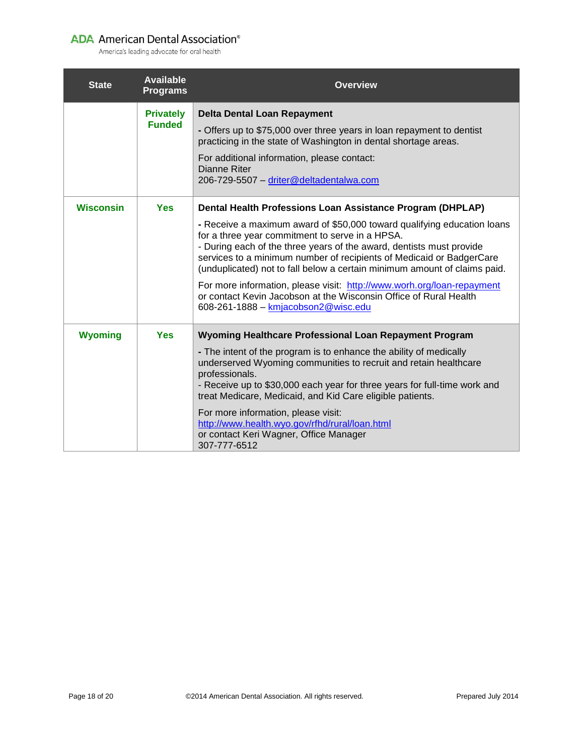| State | Available Programs | Overview |
| --- | --- | --- |
| | **Privately Funded** | **Delta Dental Loan Repayment**<br><br>**-** Offers up to $75,000 over three years in loan repayment to dentist practicing in the state of Washington in dental shortage areas.<br><br>For additional information, please contact:<br>Dianne Riter<br>206-729-5507 – [driter@deltadentalwa.com](mailto:driter@deltadentalwa.com) |
| **Wisconsin** | **Yes** | **Dental Health Professions Loan Assistance Program (DHPLAP)**<br><br>**-** Receive a maximum award of $50,000 toward qualifying education loans for a three year commitment to serve in a HPSA.<br>- During each of the three years of the award, dentists must provide services to a minimum number of recipients of Medicaid or BadgerCare (unduplicated) not to fall below a certain minimum amount of claims paid.<br><br>For more information, please visit: [http://www.worh.org/loan-repayment](http://www.worh.org/loan-repayment) or contact Kevin Jacobson at the Wisconsin Office of Rural Health<br>608-261-1888 – [kmjacobson2@wisc.edu](mailto:kmjacobson2@wisc.edu) |
| **Wyoming** | **Yes** | **Wyoming Healthcare Professional Loan Repayment Program**<br><br>**-** The intent of the program is to enhance the ability of medically underserved Wyoming communities to recruit and retain healthcare professionals.<br>- Receive up to $30,000 each year for three years for full-time work and treat Medicare, Medicaid, and Kid Care eligible patients.<br><br>For more information, please visit:<br>[http://www.health.wyo.gov/rfhd/rural/loan.html](http://www.health.wyo.gov/rfhd/rural/loan.html)<br>or contact Keri Wagner, Office Manager<br>307-777-6512 |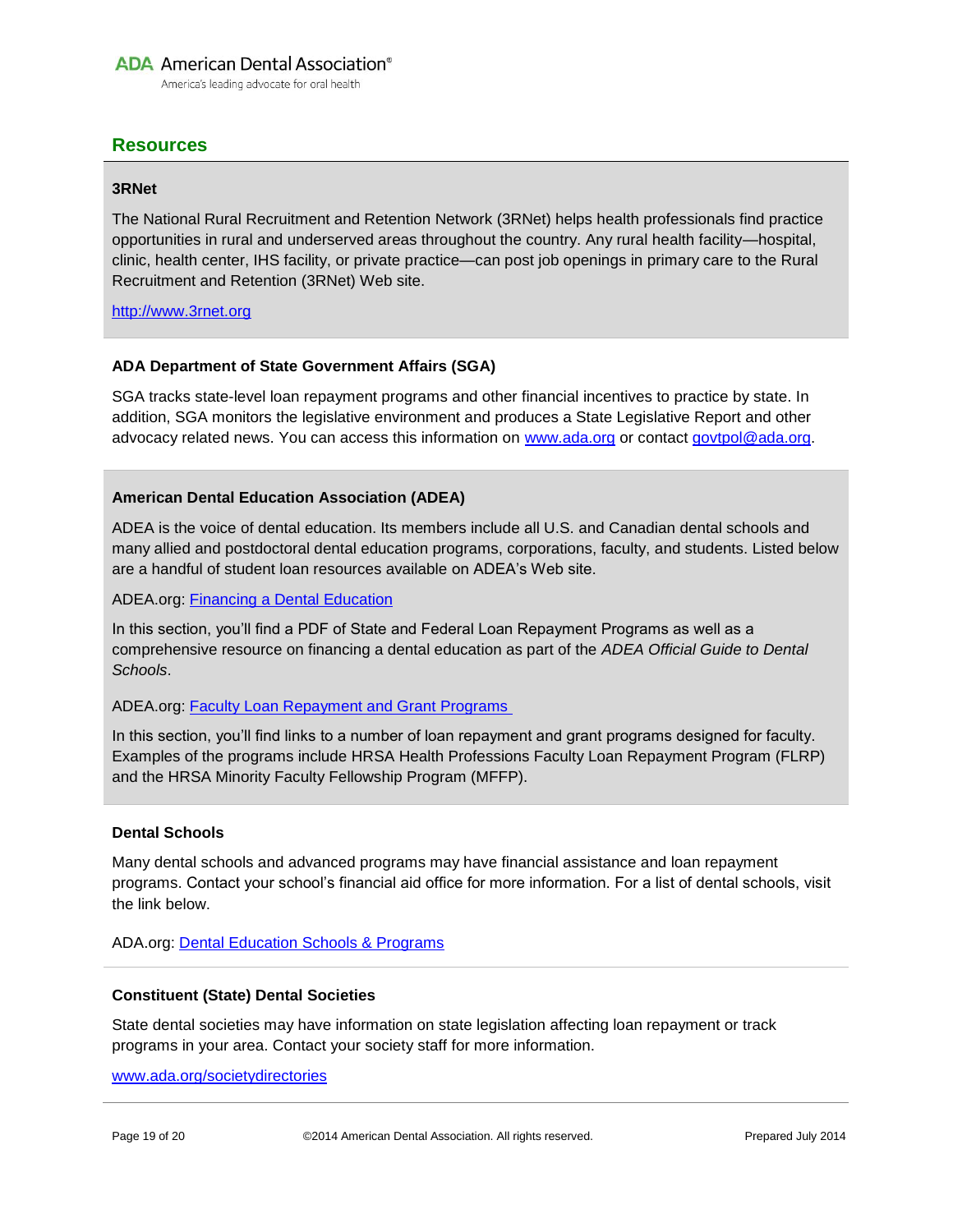## Resources

### 3RNet

The National Rural Recruitment and Retention Network (3RNet) helps health professionals find practice opportunities in rural and underserved areas throughout the country. Any rural health facility—hospital, clinic, health center, IHS facility, or private practice—can post job openings in primary care to the Rural Recruitment and Retention (3RNet) Web site.

http://www.3rnet.org

### ADA Department of State Government Affairs (SGA)

SGA tracks state-level loan repayment programs and other financial incentives to practice by state. In addition, SGA monitors the legislative environment and produces a State Legislative Report and other advocacy related news. You can access this information on www.ada.org or contact govtpol@ada.org.

### American Dental Education Association (ADEA)

ADEA is the voice of dental education. Its members include all U.S. and Canadian dental schools and many allied and postdoctoral dental education programs, corporations, faculty, and students. Listed below are a handful of student loan resources available on ADEA's Web site.

ADEA.org: Financing a Dental Education

In this section, you'll find a PDF of State and Federal Loan Repayment Programs as well as a comprehensive resource on financing a dental education as part of the *ADEA Official Guide to Dental Schools*.

ADEA.org: Faculty Loan Repayment and Grant Programs

In this section, you'll find links to a number of loan repayment and grant programs designed for faculty. Examples of the programs include HRSA Health Professions Faculty Loan Repayment Program (FLRP) and the HRSA Minority Faculty Fellowship Program (MFFP).

### Dental Schools

Many dental schools and advanced programs may have financial assistance and loan repayment programs. Contact your school's financial aid office for more information. For a list of dental schools, visit the link below.

ADA.org: Dental Education Schools & Programs

### Constituent (State) Dental Societies

State dental societies may have information on state legislation affecting loan repayment or track programs in your area. Contact your society staff for more information.

www.ada.org/societydirectories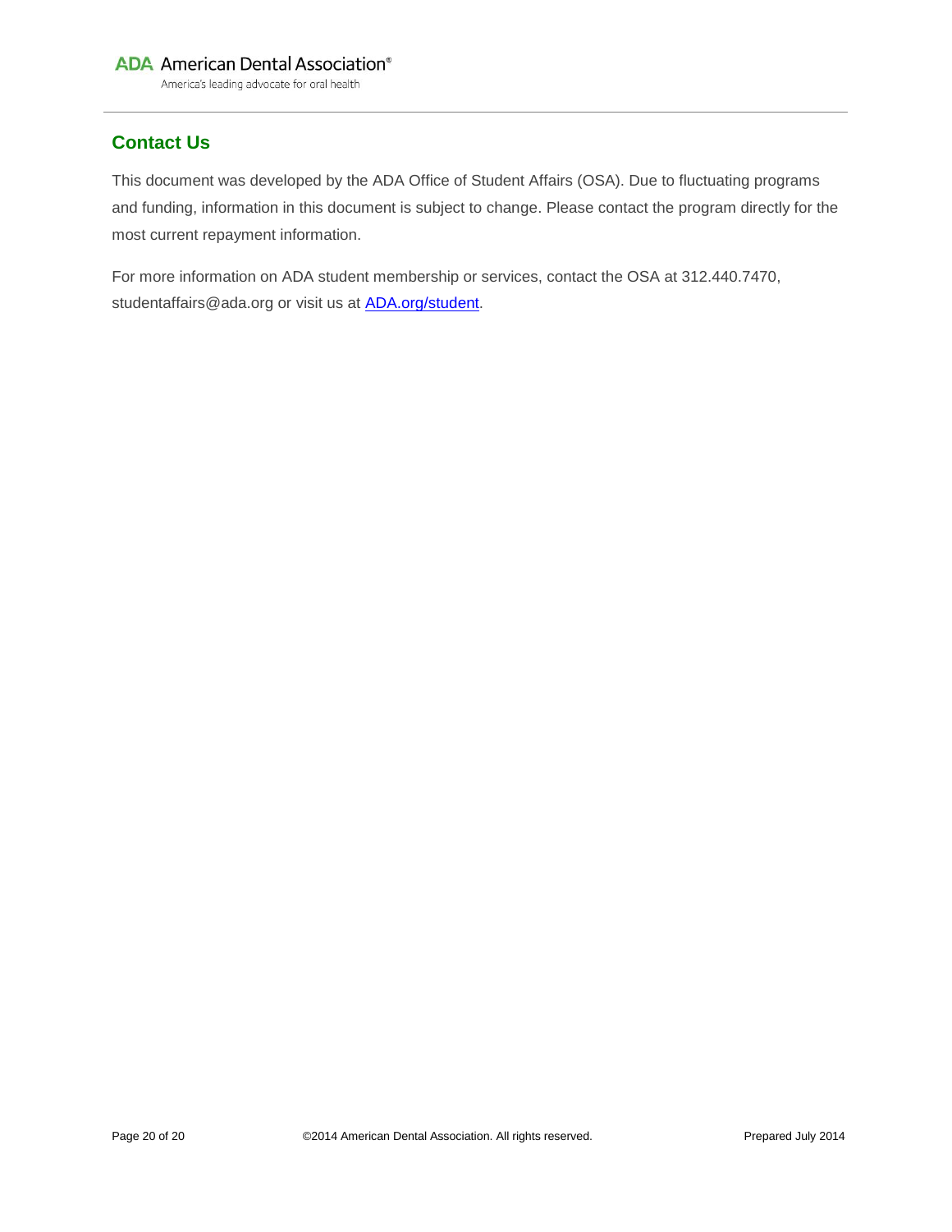## Contact Us

This document was developed by the ADA Office of Student Affairs (OSA). Due to fluctuating programs and funding, information in this document is subject to change. Please contact the program directly for the most current repayment information.

For more information on ADA student membership or services, contact the OSA at 312.440.7470, studentaffairs@ada.org or visit us at ADA.org/student.